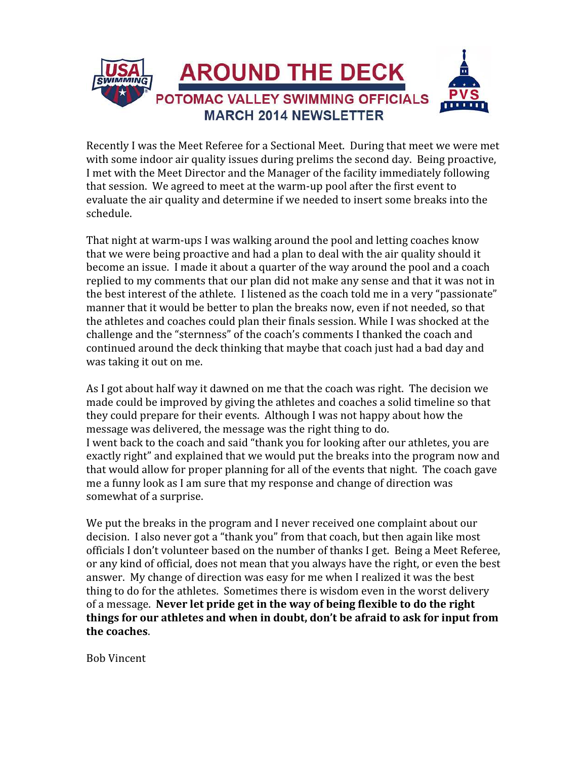# AROUND THE DECK

## POTOMAC VALLEY SWIMMING OFFICIALS

### MARCH 2014 NEWSLETTER

Recently I was the Meet Referee for a Sectional Meet. During that meet we were met with some indoor air quality issues during prelims the second day. Being proactive, I met with the Meet Director and the Manager of the facility immediately following that session. We agreed to meet at the warm-up pool after the first event to evaluate the air quality and determine if we needed to insert some breaks into the schedule.

That night at warm-ups I was walking around the pool and letting coaches know that we were being proactive and had a plan to deal with the air quality should it become an issue. I made it about a quarter of the way around the pool and a coach replied to my comments that our plan did not make any sense and that it was not in the best interest of the athlete. I listened as the coach told me in a very "passionate" manner that it would be better to plan the breaks now, even if not needed, so that the athletes and coaches could plan their finals session. While I was shocked at the challenge and the "sternness" of the coach's comments I thanked the coach and continued around the deck thinking that maybe that coach just had a bad day and was taking it out on me.

As I got about half way it dawned on me that the coach was right. The decision we made could be improved by giving the athletes and coaches a solid timeline so that they could prepare for their events. Although I was not happy about how the message was delivered, the message was the right thing to do.
I went back to the coach and said "thank you for looking after our athletes, you are exactly right" and explained that we would put the breaks into the program now and that would allow for proper planning for all of the events that night. The coach gave me a funny look as I am sure that my response and change of direction was somewhat of a surprise.

We put the breaks in the program and I never received one complaint about our decision. I also never got a "thank you" from that coach, but then again like most officials I don't volunteer based on the number of thanks I get. Being a Meet Referee, or any kind of official, does not mean that you always have the right, or even the best answer. My change of direction was easy for me when I realized it was the best thing to do for the athletes. Sometimes there is wisdom even in the worst delivery of a message. **Never let pride get in the way of being flexible to do the right things for our athletes and when in doubt, don't be afraid to ask for input from the coaches**.

Bob Vincent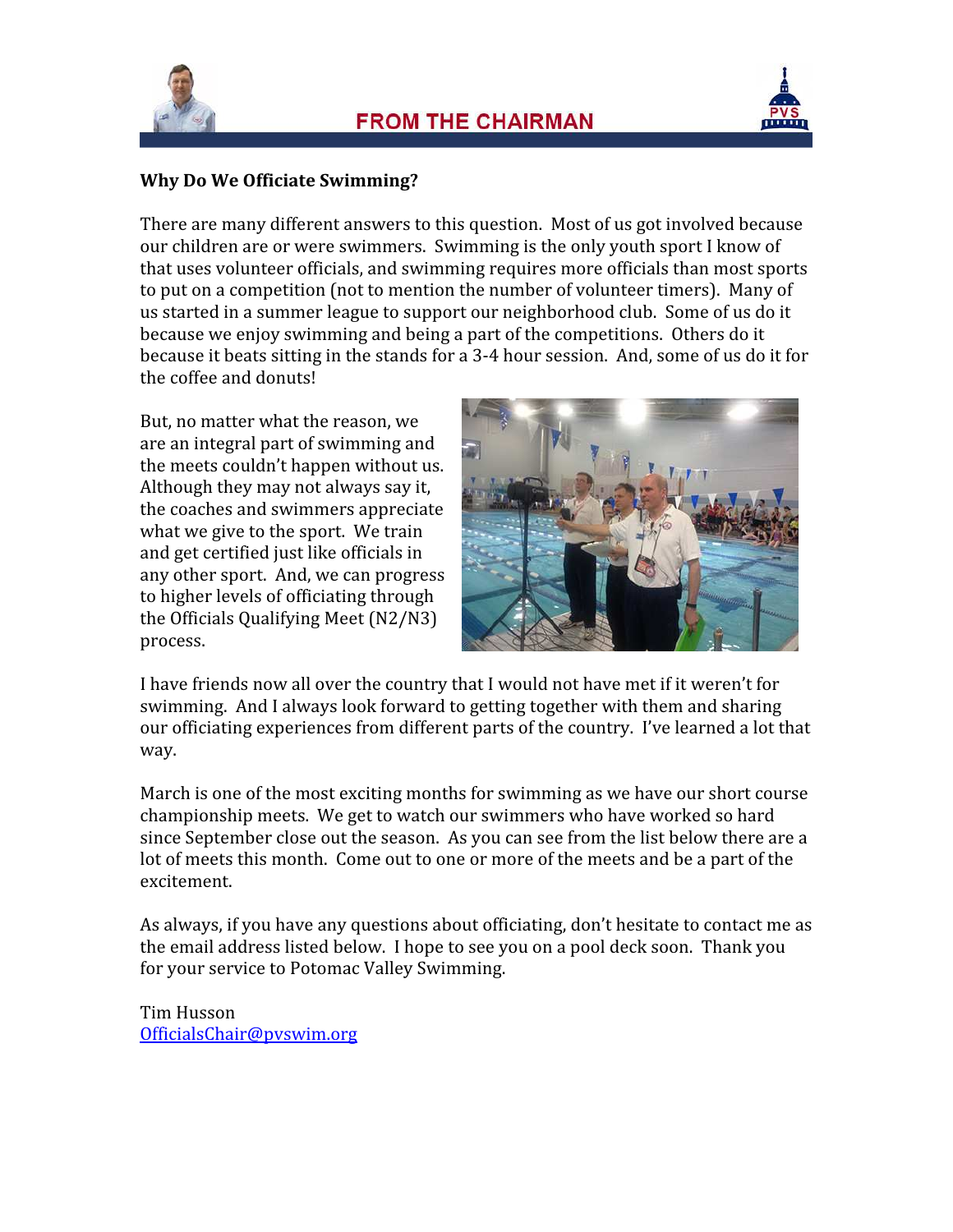# FROM THE CHAIRMAN

**Why Do We Officiate Swimming?**

There are many different answers to this question. Most of us got involved because our children are or were swimmers. Swimming is the only youth sport I know of that uses volunteer officials, and swimming requires more officials than most sports to put on a competition (not to mention the number of volunteer timers). Many of us started in a summer league to support our neighborhood club. Some of us do it because we enjoy swimming and being a part of the competitions. Others do it because it beats sitting in the stands for a 3-4 hour session. And, some of us do it for the coffee and donuts!

But, no matter what the reason, we are an integral part of swimming and the meets couldn't happen without us. Although they may not always say it, the coaches and swimmers appreciate what we give to the sport. We train and get certified just like officials in any other sport. And, we can progress to higher levels of officiating through the Officials Qualifying Meet (N2/N3) process.

I have friends now all over the country that I would not have met if it weren't for swimming. And I always look forward to getting together with them and sharing our officiating experiences from different parts of the country. I've learned a lot that way.

March is one of the most exciting months for swimming as we have our short course championship meets. We get to watch our swimmers who have worked so hard since September close out the season. As you can see from the list below there are a lot of meets this month. Come out to one or more of the meets and be a part of the excitement.

As always, if you have any questions about officiating, don't hesitate to contact me as the email address listed below. I hope to see you on a pool deck soon. Thank you for your service to Potomac Valley Swimming.

Tim Husson
OfficialsChair@pvswim.org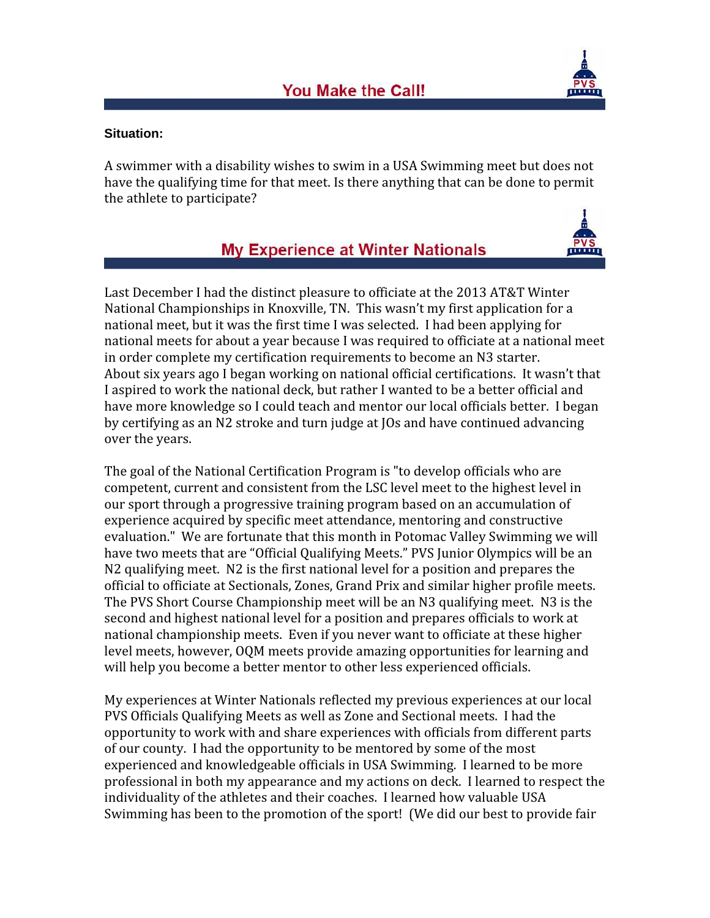## You Make the Call!

**Situation:**

A swimmer with a disability wishes to swim in a USA Swimming meet but does not have the qualifying time for that meet. Is there anything that can be done to permit the athlete to participate?

## My Experience at Winter Nationals

Last December I had the distinct pleasure to officiate at the 2013 AT&T Winter National Championships in Knoxville, TN. This wasn't my first application for a national meet, but it was the first time I was selected. I had been applying for national meets for about a year because I was required to officiate at a national meet in order complete my certification requirements to become an N3 starter. About six years ago I began working on national official certifications. It wasn't that I aspired to work the national deck, but rather I wanted to be a better official and have more knowledge so I could teach and mentor our local officials better. I began by certifying as an N2 stroke and turn judge at JOs and have continued advancing over the years.

The goal of the National Certification Program is "to develop officials who are competent, current and consistent from the LSC level meet to the highest level in our sport through a progressive training program based on an accumulation of experience acquired by specific meet attendance, mentoring and constructive evaluation." We are fortunate that this month in Potomac Valley Swimming we will have two meets that are "Official Qualifying Meets." PVS Junior Olympics will be an N2 qualifying meet. N2 is the first national level for a position and prepares the official to officiate at Sectionals, Zones, Grand Prix and similar higher profile meets. The PVS Short Course Championship meet will be an N3 qualifying meet. N3 is the second and highest national level for a position and prepares officials to work at national championship meets. Even if you never want to officiate at these higher level meets, however, OQM meets provide amazing opportunities for learning and will help you become a better mentor to other less experienced officials.

My experiences at Winter Nationals reflected my previous experiences at our local PVS Officials Qualifying Meets as well as Zone and Sectional meets. I had the opportunity to work with and share experiences with officials from different parts of our county. I had the opportunity to be mentored by some of the most experienced and knowledgeable officials in USA Swimming. I learned to be more professional in both my appearance and my actions on deck. I learned to respect the individuality of the athletes and their coaches. I learned how valuable USA Swimming has been to the promotion of the sport! (We did our best to provide fair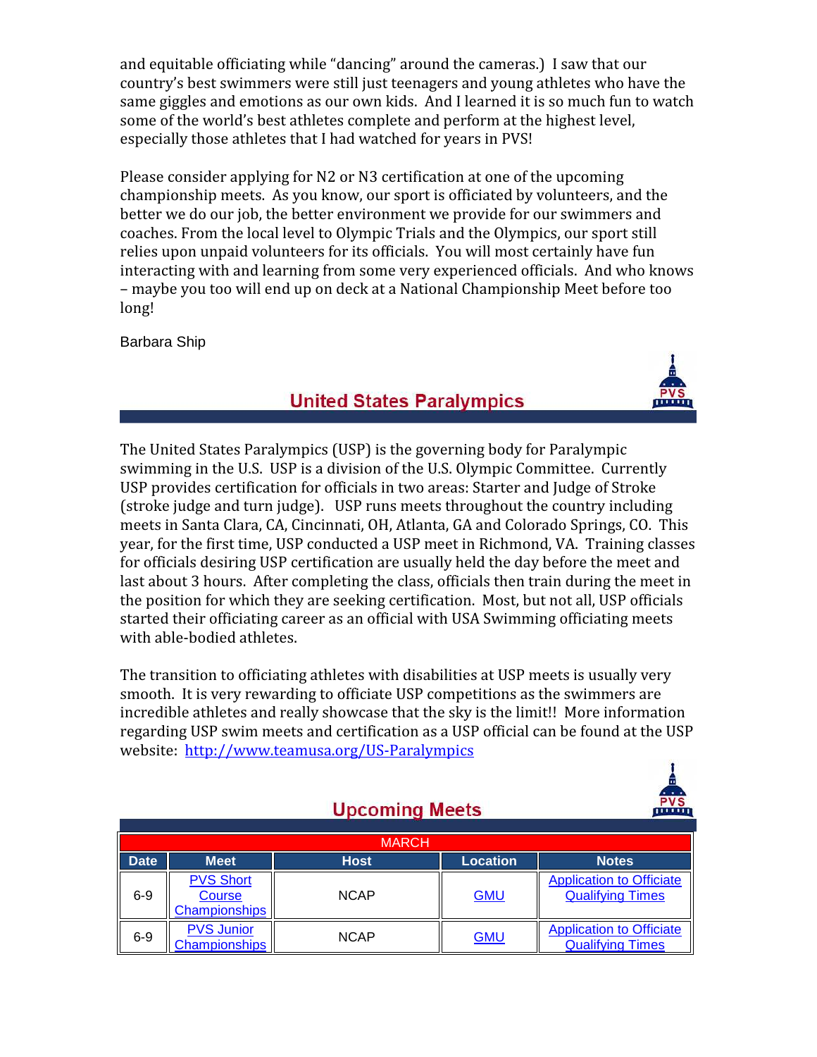and equitable officiating while "dancing" around the cameras.) I saw that our country's best swimmers were still just teenagers and young athletes who have the same giggles and emotions as our own kids. And I learned it is so much fun to watch some of the world's best athletes complete and perform at the highest level, especially those athletes that I had watched for years in PVS!

Please consider applying for N2 or N3 certification at one of the upcoming championship meets. As you know, our sport is officiated by volunteers, and the better we do our job, the better environment we provide for our swimmers and coaches. From the local level to Olympic Trials and the Olympics, our sport still relies upon unpaid volunteers for its officials. You will most certainly have fun interacting with and learning from some very experienced officials. And who knows – maybe you too will end up on deck at a National Championship Meet before too long!

Barbara Ship

## United States Paralympics

The United States Paralympics (USP) is the governing body for Paralympic swimming in the U.S. USP is a division of the U.S. Olympic Committee. Currently USP provides certification for officials in two areas: Starter and Judge of Stroke (stroke judge and turn judge). USP runs meets throughout the country including meets in Santa Clara, CA, Cincinnati, OH, Atlanta, GA and Colorado Springs, CO. This year, for the first time, USP conducted a USP meet in Richmond, VA. Training classes for officials desiring USP certification are usually held the day before the meet and last about 3 hours. After completing the class, officials then train during the meet in the position for which they are seeking certification. Most, but not all, USP officials started their officiating career as an official with USA Swimming officiating meets with able-bodied athletes.

The transition to officiating athletes with disabilities at USP meets is usually very smooth. It is very rewarding to officiate USP competitions as the swimmers are incredible athletes and really showcase that the sky is the limit!! More information regarding USP swim meets and certification as a USP official can be found at the USP website: http://www.teamusa.org/US-Paralympics

## Upcoming Meets

| MARCH | | | | |
|---|---|---|---|---|
| **Date** | **Meet** | **Host** | **Location** | **Notes** |
| 6-9 | PVS Short Course Championships | NCAP | GMU | Application to Officiate Qualifying Times |
| 6-9 | PVS Junior Championships | NCAP | GMU | Application to Officiate Qualifying Times |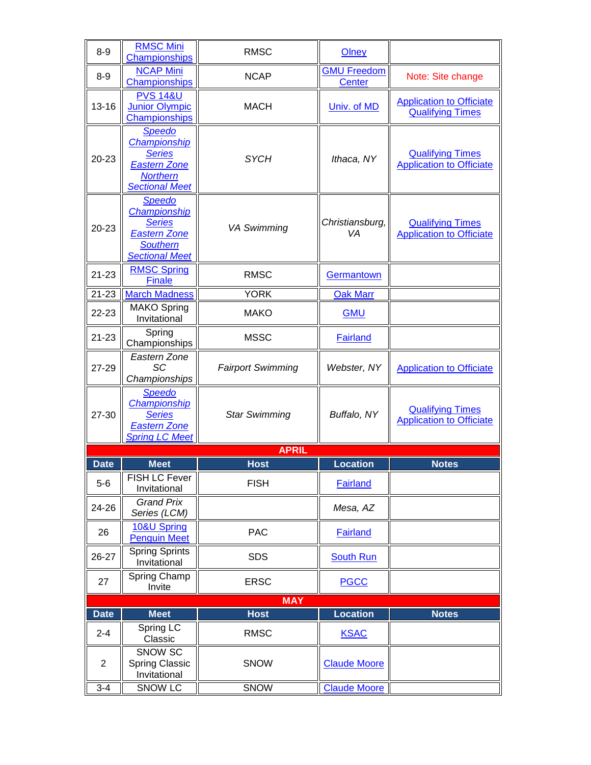| | | | | |
|---|---|---|---|---|
| 8-9 | RMSC Mini Championships | RMSC | Olney | |
| 8-9 | NCAP Mini Championships | NCAP | GMU Freedom Center | Note: Site change |
| 13-16 | PVS 14&U Junior Olympic Championships | MACH | Univ. of MD | Application to Officiate Qualifying Times |
| 20-23 | *Speedo Championship Series Eastern Zone Northern Sectional Meet* | *SYCH* | *Ithaca, NY* | Qualifying Times Application to Officiate |
| 20-23 | *Speedo Championship Series Eastern Zone Southern Sectional Meet* | *VA Swimming* | *Christiansburg, VA* | Qualifying Times Application to Officiate |
| 21-23 | RMSC Spring Finale | RMSC | Germantown | |
| 21-23 | March Madness | YORK | Oak Marr | |
| 22-23 | MAKO Spring Invitational | MAKO | GMU | |
| 21-23 | Spring Championships | MSSC | Fairland | |
| 27-29 | *Eastern Zone SC Championships* | *Fairport Swimming* | *Webster, NY* | Application to Officiate |
| 27-30 | *Speedo Championship Series Eastern Zone Spring LC Meet* | *Star Swimming* | *Buffalo, NY* | Qualifying Times Application to Officiate |
| **APRIL** | | | | |
| **Date** | **Meet** | **Host** | **Location** | **Notes** |
| 5-6 | FISH LC Fever Invitational | FISH | Fairland | |
| 24-26 | *Grand Prix Series (LCM)* | | *Mesa, AZ* | |
| 26 | 10&U Spring Penguin Meet | PAC | Fairland | |
| 26-27 | Spring Sprints Invitational | SDS | South Run | |
| 27 | Spring Champ Invite | ERSC | PGCC | |
| **MAY** | | | | |
| **Date** | **Meet** | **Host** | **Location** | **Notes** |
| 2-4 | Spring LC Classic | RMSC | KSAC | |
| 2 | SNOW SC Spring Classic Invitational | SNOW | Claude Moore | |
| 3-4 | SNOW LC | SNOW | Claude Moore | |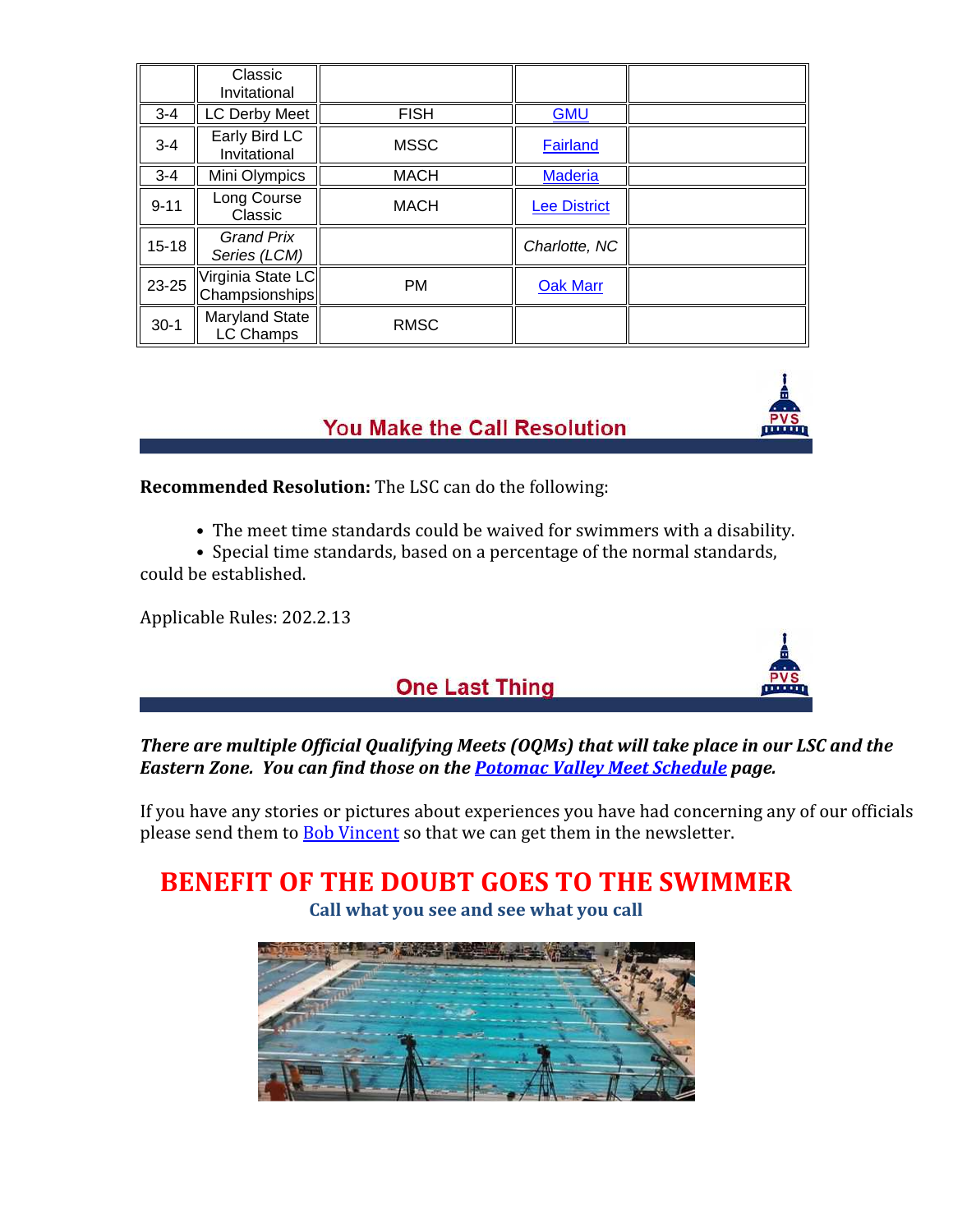| | | | | |
|---|---|---|---|---|
| | Classic Invitational | | | |
| 3-4 | LC Derby Meet | FISH | GMU | |
| 3-4 | Early Bird LC Invitational | MSSC | Fairland | |
| 3-4 | Mini Olympics | MACH | Maderia | |
| 9-11 | Long Course Classic | MACH | Lee District | |
| 15-18 | *Grand Prix Series (LCM)* | | *Charlotte, NC* | |
| 23-25 | Virginia State LC Champsionships | PM | Oak Marr | |
| 30-1 | Maryland State LC Champs | RMSC | | |

## You Make the Call Resolution

**Recommended Resolution:** The LSC can do the following:

- The meet time standards could be waived for swimmers with a disability.
- Special time standards, based on a percentage of the normal standards, could be established.

Applicable Rules: 202.2.13

## One Last Thing

***There are multiple Official Qualifying Meets (OQMs) that will take place in our LSC and the Eastern Zone. You can find those on the Potomac Valley Meet Schedule page.***

If you have any stories or pictures about experiences you have had concerning any of our officials please send them to Bob Vincent so that we can get them in the newsletter.

# BENEFIT OF THE DOUBT GOES TO THE SWIMMER

**Call what you see and see what you call**